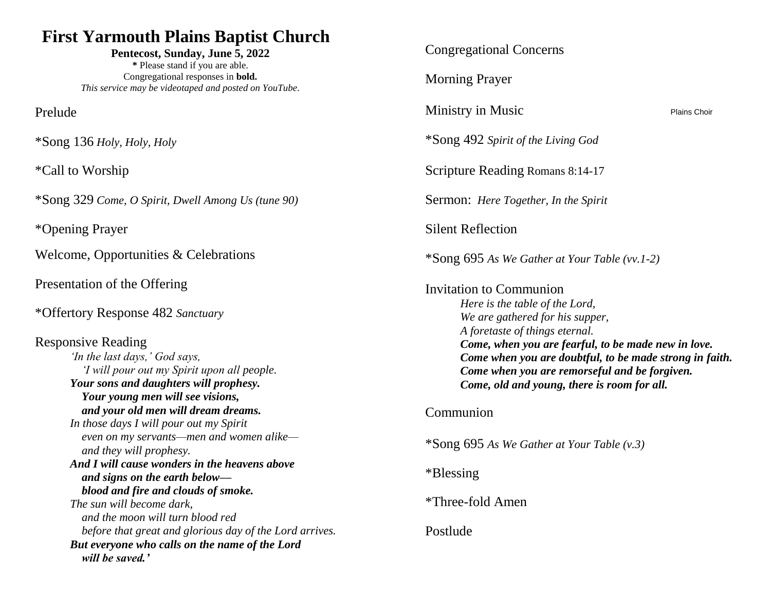# First Yarmouth Plains Baptist Church

**Pentecost, Sunday, June 5, 2022**

**\*** Please stand if you are able.
Congregational responses in **bold.**
*This service may be videotaped and posted on YouTube.*

Prelude

*Song 136 *Holy, Holy, Holy*

*Call to Worship

*Song 329 *Come, O Spirit, Dwell Among Us (tune 90)*

*Opening Prayer

Welcome, Opportunities & Celebrations

Presentation of the Offering

*Offertory Response 482 *Sanctuary*

Responsive Reading

*'In the last days,' God says,*
*'I will pour out my Spirit upon all people.*
***Your sons and daughters will prophesy.***
***Your young men will see visions,***
***and your old men will dream dreams.***
*In those days I will pour out my Spirit*
*even on my servants—men and women alike—*
*and they will prophesy.*
***And I will cause wonders in the heavens above***
***and signs on the earth below—***
***blood and fire and clouds of smoke.***
*The sun will become dark,*
*and the moon will turn blood red*
*before that great and glorious day of the Lord arrives.*
***But everyone who calls on the name of the Lord***
***will be saved.'***

Congregational Concerns

Morning Prayer

Ministry in Music — Plains Choir

*Song 492 *Spirit of the Living God*

Scripture Reading Romans 8:14-17

Sermon: *Here Together, In the Spirit*

Silent Reflection

*Song 695 *As We Gather at Your Table (vv.1-2)*

Invitation to Communion

*Here is the table of the Lord,*
*We are gathered for his supper,*
*A foretaste of things eternal.*
***Come, when you are fearful, to be made new in love.***
***Come when you are doubtful, to be made strong in faith.***
***Come when you are remorseful and be forgiven.***
***Come, old and young, there is room for all.***

Communion

*Song 695 *As We Gather at Your Table (v.3)*

*Blessing

*Three-fold Amen

Postlude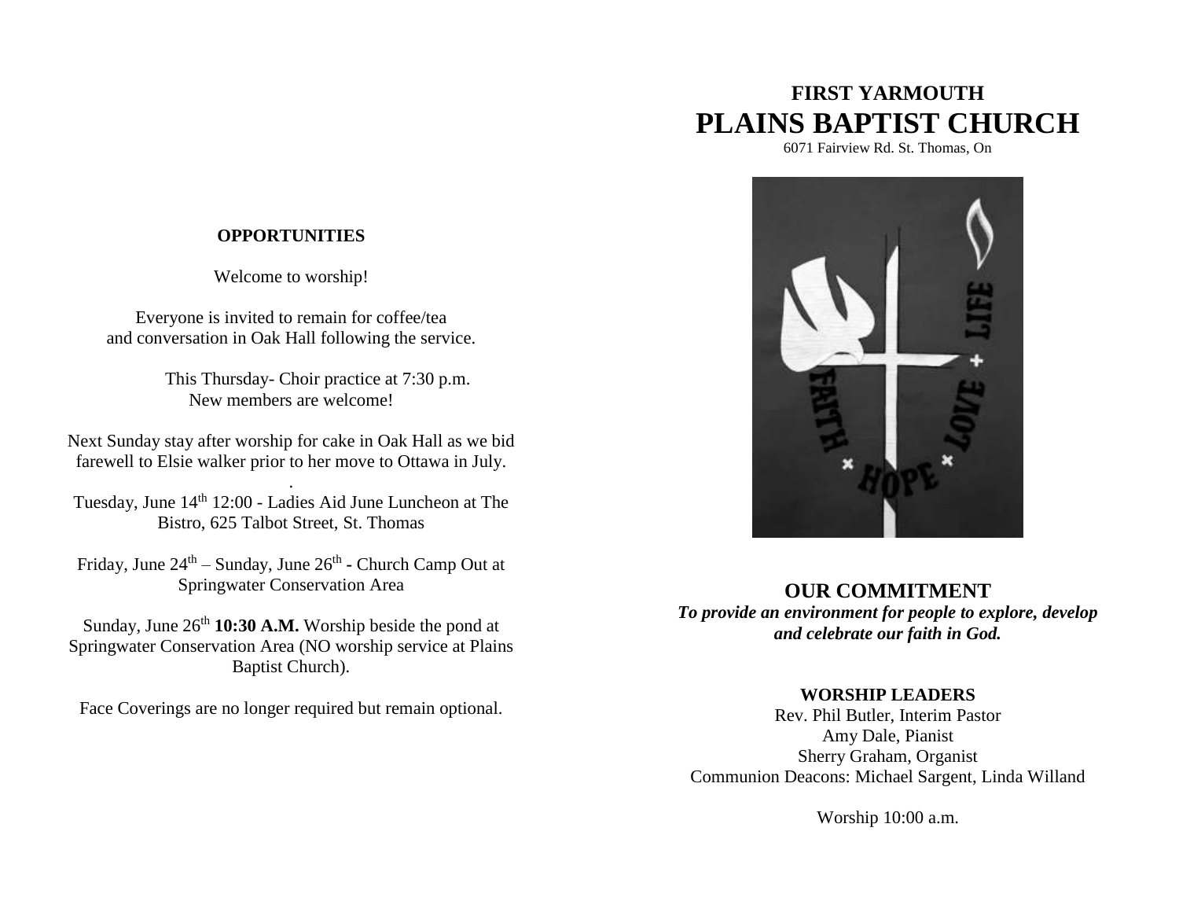**OPPORTUNITIES**

Welcome to worship!

Everyone is invited to remain for coffee/tea and conversation in Oak Hall following the service.

This Thursday- Choir practice at 7:30 p.m. New members are welcome!

Next Sunday stay after worship for cake in Oak Hall as we bid farewell to Elsie walker prior to her move to Ottawa in July.

.

Tuesday, June 14th 12:00 - Ladies Aid June Luncheon at The Bistro, 625 Talbot Street, St. Thomas

Friday, June 24th – Sunday, June 26th - Church Camp Out at Springwater Conservation Area

Sunday, June 26th **10:30 A.M.** Worship beside the pond at Springwater Conservation Area (NO worship service at Plains Baptist Church).

Face Coverings are no longer required but remain optional.

## FIRST YARMOUTH
# PLAINS BAPTIST CHURCH

6071 Fairview Rd. St. Thomas, On

## OUR COMMITMENT

***To provide an environment for people to explore, develop and celebrate our faith in God.***

**WORSHIP LEADERS**

Rev. Phil Butler, Interim Pastor
Amy Dale, Pianist
Sherry Graham, Organist
Communion Deacons: Michael Sargent, Linda Willand

Worship 10:00 a.m.